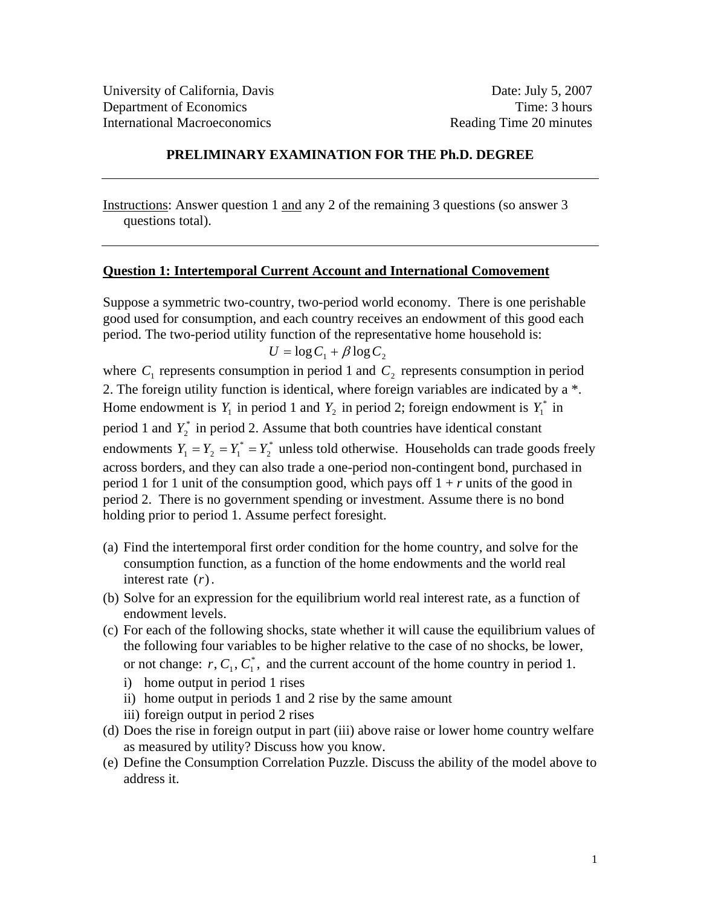University of California, Davis
Department of Economics
International Macroeconomics

Date: July 5, 2007
Time: 3 hours
Reading Time 20 minutes

## PRELIMINARY EXAMINATION FOR THE Ph.D. DEGREE

---

Instructions: Answer question 1 and any 2 of the remaining 3 questions (so answer 3 questions total).

---

### Question 1: Intertemporal Current Account and International Comovement

Suppose a symmetric two-country, two-period world economy. There is one perishable good used for consumption, and each country receives an endowment of this good each period. The two-period utility function of the representative home household is:

$$U = \log C_1 + \beta \log C_2$$

where $C_1$ represents consumption in period 1 and $C_2$ represents consumption in period 2. The foreign utility function is identical, where foreign variables are indicated by a *. Home endowment is $Y_1$ in period 1 and $Y_2$ in period 2; foreign endowment is $Y_1^*$ in period 1 and $Y_2^*$ in period 2. Assume that both countries have identical constant endowments $Y_1 = Y_2 = Y_1^* = Y_2^*$ unless told otherwise. Households can trade goods freely across borders, and they can also trade a one-period non-contingent bond, purchased in period 1 for 1 unit of the consumption good, which pays off 1 + *r* units of the good in period 2. There is no government spending or investment. Assume there is no bond holding prior to period 1. Assume perfect foresight.

(a) Find the intertemporal first order condition for the home country, and solve for the consumption function, as a function of the home endowments and the world real interest rate $(r)$.

(b) Solve for an expression for the equilibrium world real interest rate, as a function of endowment levels.

(c) For each of the following shocks, state whether it will cause the equilibrium values of the following four variables to be higher relative to the case of no shocks, be lower, or not change: $r, C_1, C_1^*,$ and the current account of the home country in period 1.

   i) home output in period 1 rises

   ii) home output in periods 1 and 2 rise by the same amount

   iii) foreign output in period 2 rises

(d) Does the rise in foreign output in part (iii) above raise or lower home country welfare as measured by utility? Discuss how you know.

(e) Define the Consumption Correlation Puzzle. Discuss the ability of the model above to address it.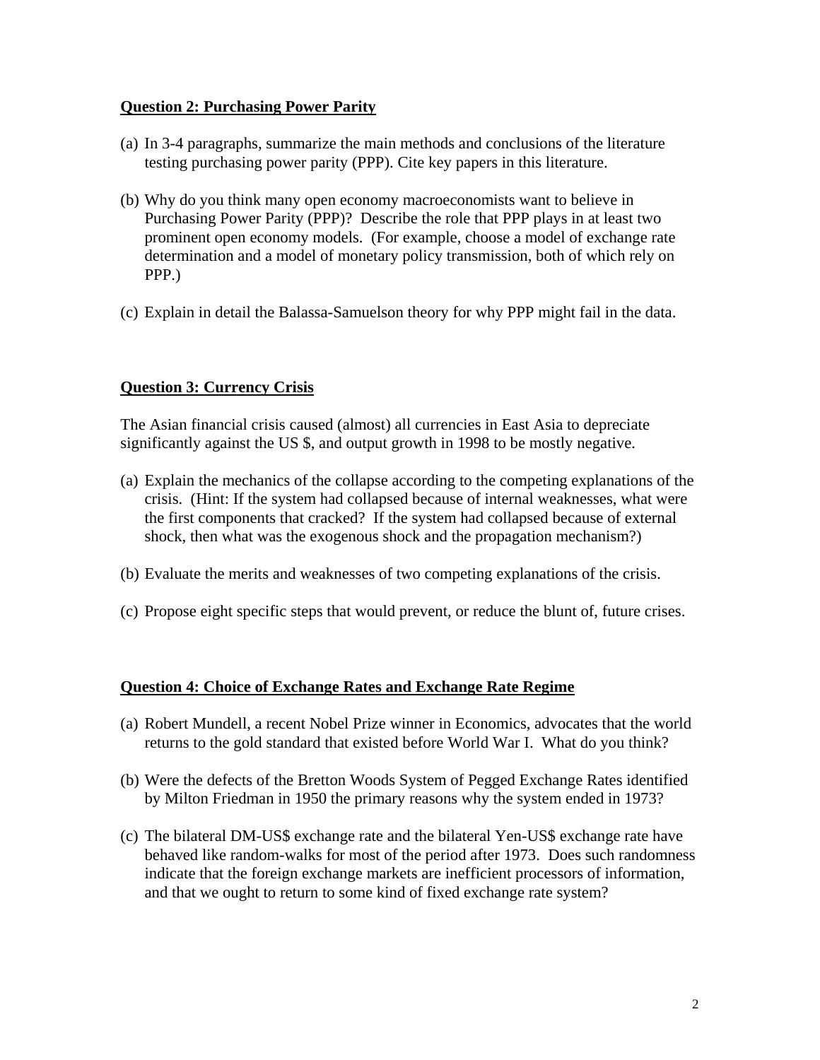**Question 2: Purchasing Power Parity**

(a) In 3-4 paragraphs, summarize the main methods and conclusions of the literature testing purchasing power parity (PPP). Cite key papers in this literature.

(b) Why do you think many open economy macroeconomists want to believe in Purchasing Power Parity (PPP)? Describe the role that PPP plays in at least two prominent open economy models. (For example, choose a model of exchange rate determination and a model of monetary policy transmission, both of which rely on PPP.)

(c) Explain in detail the Balassa-Samuelson theory for why PPP might fail in the data.

**Question 3: Currency Crisis**

The Asian financial crisis caused (almost) all currencies in East Asia to depreciate significantly against the US $, and output growth in 1998 to be mostly negative.

(a) Explain the mechanics of the collapse according to the competing explanations of the crisis. (Hint: If the system had collapsed because of internal weaknesses, what were the first components that cracked? If the system had collapsed because of external shock, then what was the exogenous shock and the propagation mechanism?)

(b) Evaluate the merits and weaknesses of two competing explanations of the crisis.

(c) Propose eight specific steps that would prevent, or reduce the blunt of, future crises.

**Question 4: Choice of Exchange Rates and Exchange Rate Regime**

(a) Robert Mundell, a recent Nobel Prize winner in Economics, advocates that the world returns to the gold standard that existed before World War I. What do you think?

(b) Were the defects of the Bretton Woods System of Pegged Exchange Rates identified by Milton Friedman in 1950 the primary reasons why the system ended in 1973?

(c) The bilateral DM-US$ exchange rate and the bilateral Yen-US$ exchange rate have behaved like random-walks for most of the period after 1973. Does such randomness indicate that the foreign exchange markets are inefficient processors of information, and that we ought to return to some kind of fixed exchange rate system?